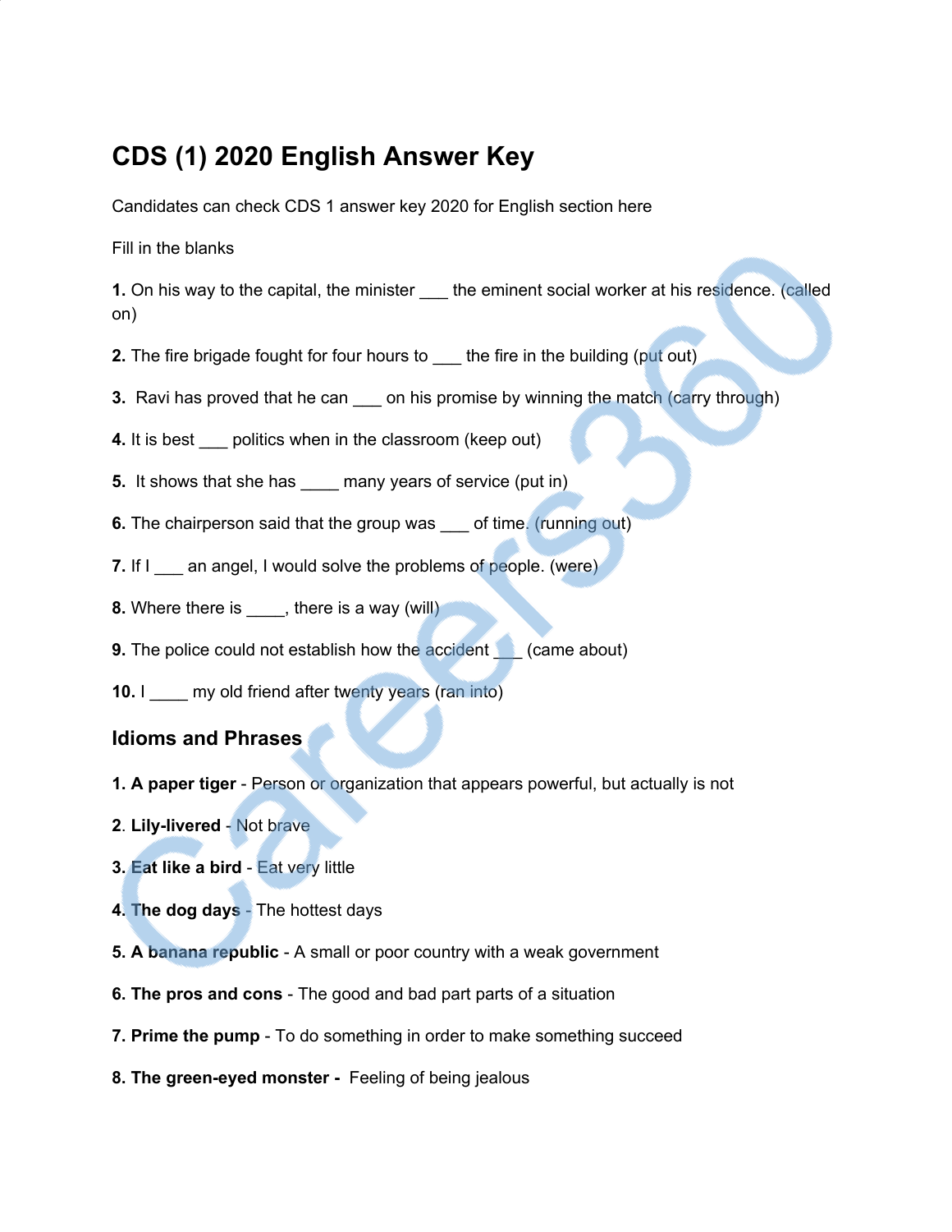# CDS (1) 2020 English Answer Key

Candidates can check CDS 1 answer key 2020 for English section here

Fill in the blanks

**1.** On his way to the capital, the minister ___ the eminent social worker at his residence. (called on)

**2.** The fire brigade fought for four hours to ___ the fire in the building (put out)

**3.** Ravi has proved that he can ___ on his promise by winning the match (carry through)

**4.** It is best ___ politics when in the classroom (keep out)

**5.** It shows that she has ____ many years of service (put in)

**6.** The chairperson said that the group was ___ of time. (running out)

**7.** If I ___ an angel, I would solve the problems of people. (were)

**8.** Where there is ____, there is a way (will)

**9.** The police could not establish how the accident ___ (came about)

**10.** I ____ my old friend after twenty years (ran into)

## Idioms and Phrases

**1. A paper tiger** - Person or organization that appears powerful, but actually is not

**2. Lily-livered** - Not brave

**3. Eat like a bird** - Eat very little

**4. The dog days** - The hottest days

**5. A banana republic** - A small or poor country with a weak government

**6. The pros and cons** - The good and bad part parts of a situation

**7. Prime the pump** - To do something in order to make something succeed

**8. The green-eyed monster -** Feeling of being jealous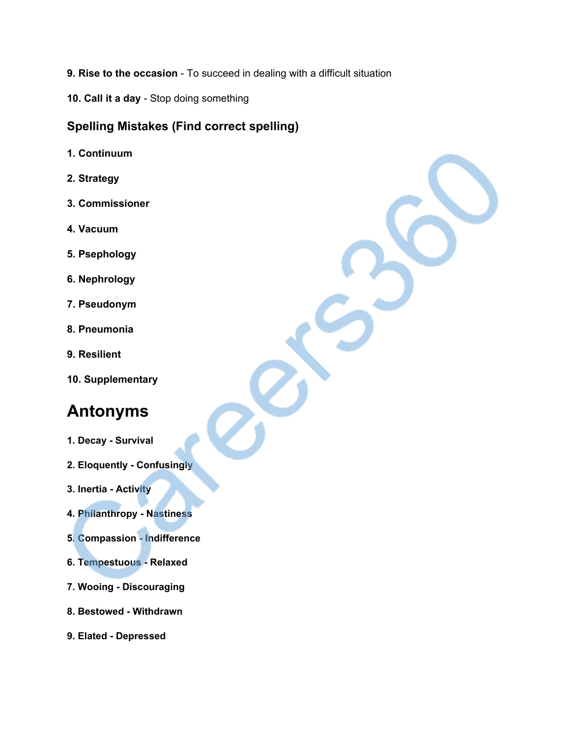**9. Rise to the occasion** - To succeed in dealing with a difficult situation

**10. Call it a day** - Stop doing something

### Spelling Mistakes (Find correct spelling)

**1. Continuum**

**2. Strategy**

**3. Commissioner**

**4. Vacuum**

**5. Psephology**

**6. Nephrology**

**7. Pseudonym**

**8. Pneumonia**

**9. Resilient**

**10. Supplementary**

# Antonyms

**1. Decay - Survival**

**2. Eloquently - Confusingly**

**3. Inertia - Activity**

**4. Philanthropy - Nastiness**

**5. Compassion - Indifference**

**6. Tempestuous - Relaxed**

**7. Wooing - Discouraging**

**8. Bestowed - Withdrawn**

**9. Elated - Depressed**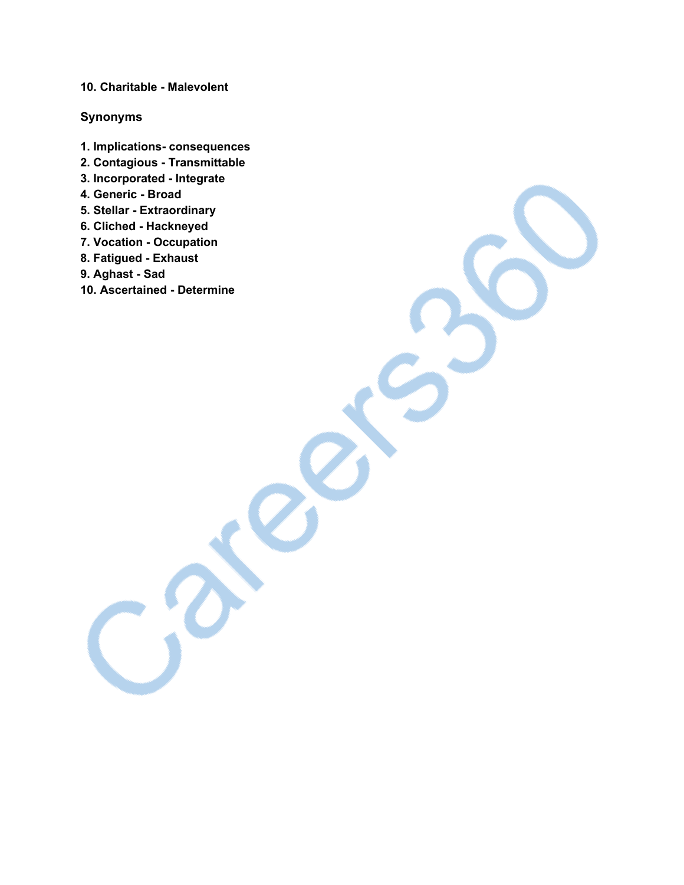**10. Charitable - Malevolent**

**Synonyms**

**1. Implications- consequences**
**2. Contagious - Transmittable**
**3. Incorporated - Integrate**
**4. Generic - Broad**
**5. Stellar - Extraordinary**
**6. Cliched - Hackneyed**
**7. Vocation - Occupation**
**8. Fatigued - Exhaust**
**9. Aghast - Sad**
**10. Ascertained - Determine**